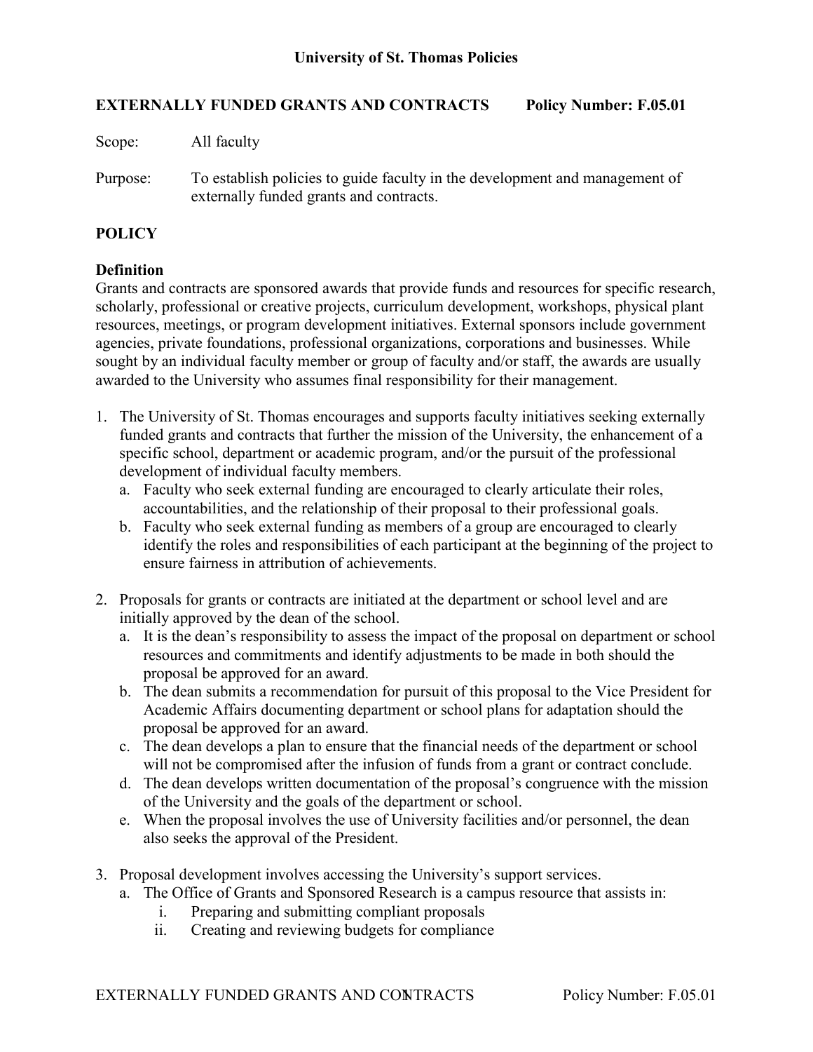# University of St. Thomas Policies

## EXTERNALLY FUNDED GRANTS AND CONTRACTS Policy Number: F.05.01

Scope: All faculty

Purpose: To establish policies to guide faculty in the development and management of externally funded grants and contracts.

## POLICY

### Definition

Grants and contracts are sponsored awards that provide funds and resources for specific research, scholarly, professional or creative projects, curriculum development, workshops, physical plant resources, meetings, or program development initiatives. External sponsors include government agencies, private foundations, professional organizations, corporations and businesses. While sought by an individual faculty member or group of faculty and/or staff, the awards are usually awarded to the University who assumes final responsibility for their management.

1. The University of St. Thomas encourages and supports faculty initiatives seeking externally funded grants and contracts that further the mission of the University, the enhancement of a specific school, department or academic program, and/or the pursuit of the professional development of individual faculty members.
   a. Faculty who seek external funding are encouraged to clearly articulate their roles, accountabilities, and the relationship of their proposal to their professional goals.
   b. Faculty who seek external funding as members of a group are encouraged to clearly identify the roles and responsibilities of each participant at the beginning of the project to ensure fairness in attribution of achievements.

2. Proposals for grants or contracts are initiated at the department or school level and are initially approved by the dean of the school.
   a. It is the dean's responsibility to assess the impact of the proposal on department or school resources and commitments and identify adjustments to be made in both should the proposal be approved for an award.
   b. The dean submits a recommendation for pursuit of this proposal to the Vice President for Academic Affairs documenting department or school plans for adaptation should the proposal be approved for an award.
   c. The dean develops a plan to ensure that the financial needs of the department or school will not be compromised after the infusion of funds from a grant or contract conclude.
   d. The dean develops written documentation of the proposal's congruence with the mission of the University and the goals of the department or school.
   e. When the proposal involves the use of University facilities and/or personnel, the dean also seeks the approval of the President.

3. Proposal development involves accessing the University's support services.
   a. The Office of Grants and Sponsored Research is a campus resource that assists in:
      i. Preparing and submitting compliant proposals
      ii. Creating and reviewing budgets for compliance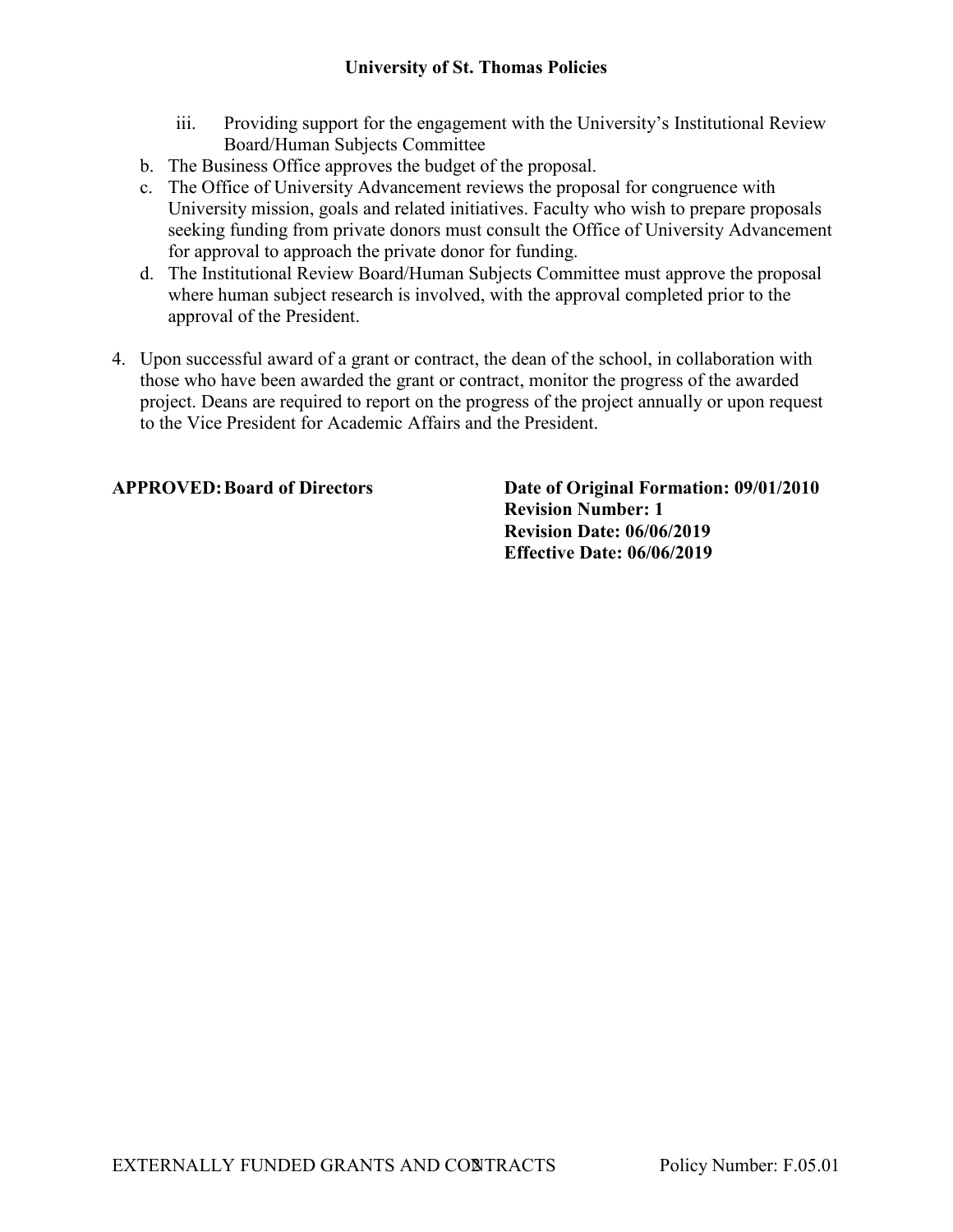iii. Providing support for the engagement with the University's Institutional Review Board/Human Subjects Committee

b. The Business Office approves the budget of the proposal.
c. The Office of University Advancement reviews the proposal for congruence with University mission, goals and related initiatives. Faculty who wish to prepare proposals seeking funding from private donors must consult the Office of University Advancement for approval to approach the private donor for funding.
d. The Institutional Review Board/Human Subjects Committee must approve the proposal where human subject research is involved, with the approval completed prior to the approval of the President.

4. Upon successful award of a grant or contract, the dean of the school, in collaboration with those who have been awarded the grant or contract, monitor the progress of the awarded project. Deans are required to report on the progress of the project annually or upon request to the Vice President for Academic Affairs and the President.

**APPROVED: Board of Directors**

**Date of Original Formation: 09/01/2010**
**Revision Number: 1**
**Revision Date: 06/06/2019**
**Effective Date: 06/06/2019**